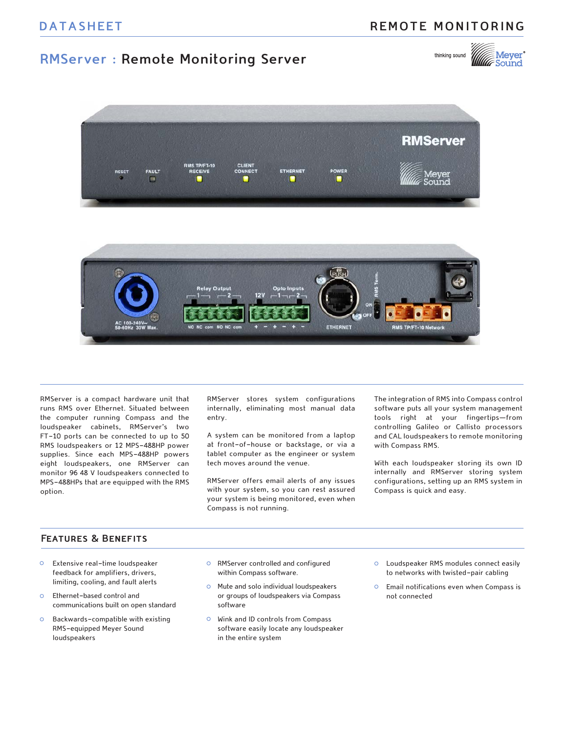# RMServer : Remote Monitoring Server

RMServer is a compact hardware unit that runs RMS over Ethernet. Situated between the computer running Compass and the loudspeaker cabinets, RMServer's two FT-10 ports can be connected to up to 50 RMS loudspeakers or 12 MPS-488HP power supplies. Since each MPS-488HP powers eight loudspeakers, one RMServer can monitor 96 48 V loudspeakers connected to MPS-488HPs that are equipped with the RMS option.

RMServer stores system configurations internally, eliminating most manual data entry.

A system can be monitored from a laptop at front-of-house or backstage, or via a tablet computer as the engineer or system tech moves around the venue.

RMServer offers email alerts of any issues with your system, so you can rest assured your system is being monitored, even when Compass is not running.

The integration of RMS into Compass control software puts all your system management tools right at your fingertips—from controlling Galileo or Callisto processors and CAL loudspeakers to remote monitoring with Compass RMS.

With each loudspeaker storing its own ID internally and RMServer storing system configurations, setting up an RMS system in Compass is quick and easy.

## Features & Benefits

- Extensive real-time loudspeaker feedback for amplifiers, drivers, limiting, cooling, and fault alerts
- Ethernet-based control and communications built on open standard
- Backwards-compatible with existing RMS-equipped Meyer Sound loudspeakers
- RMServer controlled and configured within Compass software.
- Mute and solo individual loudspeakers or groups of loudspeakers via Compass software
- Wink and ID controls from Compass software easily locate any loudspeaker in the entire system
- Loudspeaker RMS modules connect easily to networks with twisted-pair cabling
- Email notifications even when Compass is not connected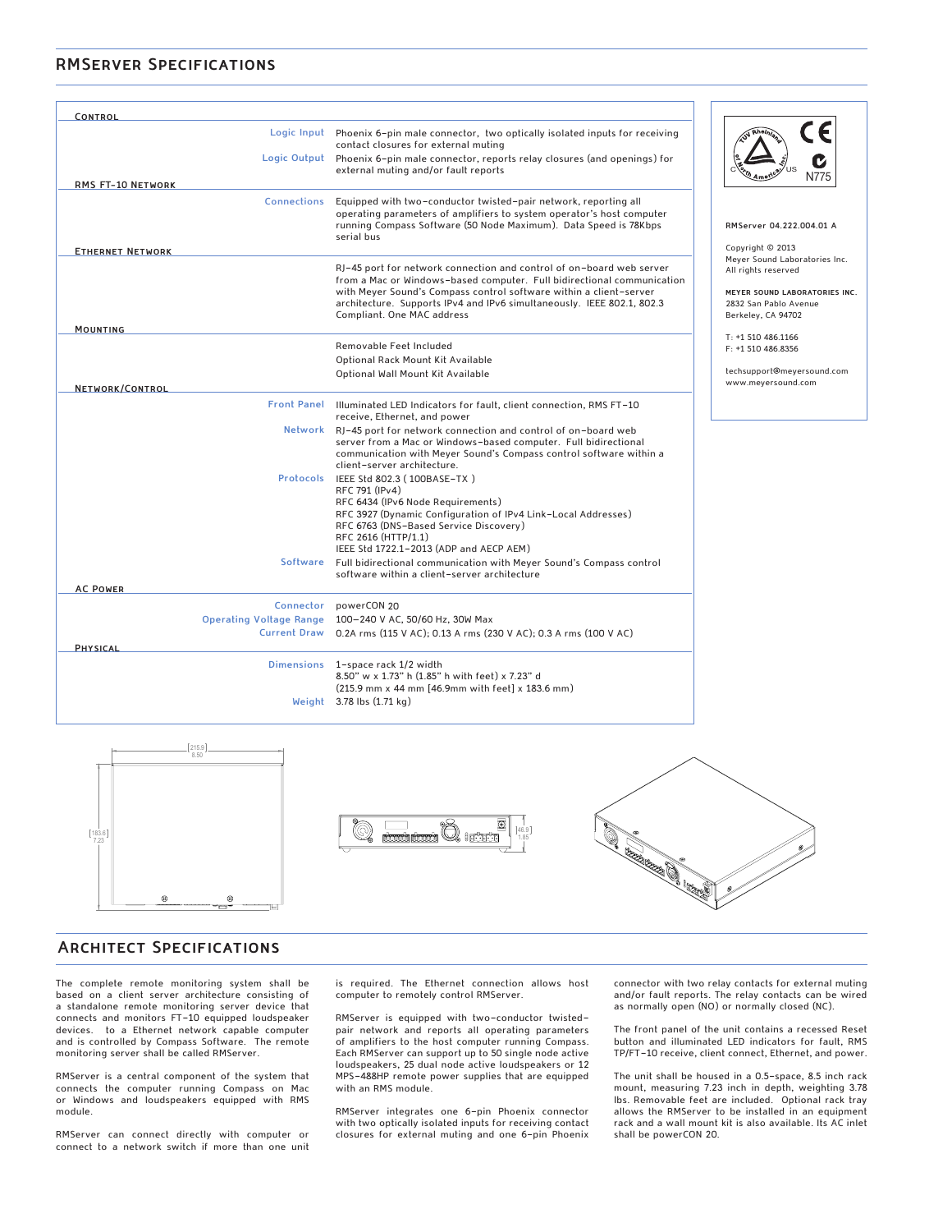## RMServer Specifications

| | | |
|---|---|---|
| **Control** | | |
| | Logic Input | Phoenix 6-pin male connector, two optically isolated inputs for receiving contact closures for external muting |
| | Logic Output | Phoenix 6-pin male connector, reports relay closures (and openings) for external muting and/or fault reports |
| **RMS FT-10 Network** | | |
| | Connections | Equipped with two-conductor twisted-pair network, reporting all operating parameters of amplifiers to system operator's host computer running Compass Software (50 Node Maximum). Data Speed is 78Kbps serial bus |
| **Ethernet Network** | | |
| | | RJ-45 port for network connection and control of on-board web server from a Mac or Windows-based computer. Full bidirectional communication with Meyer Sound's Compass control software within a client-server architecture. Supports IPv4 and IPv6 simultaneously. IEEE 802.1, 802.3 Compliant. One MAC address |
| **Mounting** | | |
| | | Removable Feet Included |
| | | Optional Rack Mount Kit Available |
| | | Optional Wall Mount Kit Available |
| **Network/Control** | | |
| | Front Panel | Illuminated LED Indicators for fault, client connection, RMS FT-10 receive, Ethernet, and power |
| | Network | RJ-45 port for network connection and control of on-board web server from a Mac or Windows-based computer. Full bidirectional communication with Meyer Sound's Compass control software within a client-server architecture. |
| | Protocols | IEEE Std 802.3 ( 100BASE-TX )<br>RFC 791 (IPv4)<br>RFC 6434 (IPv6 Node Requirements)<br>RFC 3927 (Dynamic Configuration of IPv4 Link-Local Addresses)<br>RFC 6763 (DNS-Based Service Discovery)<br>RFC 2616 (HTTP/1.1)<br>IEEE Std 1722.1-2013 (ADP and AECP AEM) |
| | Software | Full bidirectional communication with Meyer Sound's Compass control software within a client-server architecture |
| **AC Power** | | |
| | Connector | powerCON 20 |
| | Operating Voltage Range | 100–240 V AC, 50/60 Hz, 30W Max |
| | Current Draw | 0.2A rms (115 V AC); 0.13 A rms (230 V AC); 0.3 A rms (100 V AC) |
| **Physical** | | |
| | Dimensions | 1-space rack 1/2 width<br>8.50" w x 1.73" h (1.85" h with feet) x 7.23" d<br>(215.9 mm x 44 mm [46.9mm with feet] x 183.6 mm) |
| | Weight | 3.78 lbs (1.71 kg) |

N775

RMServer 04.222.004.01 A

Copyright © 2013
Meyer Sound Laboratories Inc.
All rights reserved

**MEYER SOUND LABORATORIES INC.**
2832 San Pablo Avenue
Berkeley, CA 94702

T: +1 510 486.1166
F: +1 510 486.8356

techsupport@meyersound.com
www.meyersound.com

[215.9]
8.50

[183.6]
7.23

[46.9]
1.85

## Architect Specifications

The complete remote monitoring system shall be based on a client server architecture consisting of a standalone remote monitoring server device that connects and monitors FT-10 equipped loudspeaker devices. to a Ethernet network capable computer and is controlled by Compass Software. The remote monitoring server shall be called RMServer.

RMServer is a central component of the system that connects the computer running Compass on Mac or Windows and loudspeakers equipped with RMS module.

RMServer can connect directly with computer or connect to a network switch if more than one unit is required. The Ethernet connection allows host computer to remotely control RMServer.

RMServer is equipped with two-conductor twisted-pair network and reports all operating parameters of amplifiers to the host computer running Compass. Each RMServer can support up to 50 single node active loudspeakers, 25 dual node active loudspeakers or 12 MPS-488HP remote power supplies that are equipped with an RMS module.

RMServer integrates one 6-pin Phoenix connector with two optically isolated inputs for receiving contact closures for external muting and one 6-pin Phoenix connector with two relay contacts for external muting and/or fault reports. The relay contacts can be wired as normally open (NO) or normally closed (NC).

The front panel of the unit contains a recessed Reset button and illuminated LED indicators for fault, RMS TP/FT-10 receive, client connect, Ethernet, and power.

The unit shall be housed in a 0.5-space, 8.5 inch rack mount, measuring 7.23 inch in depth, weighting 3.78 lbs. Removable feet are included. Optional rack tray allows the RMServer to be installed in an equipment rack and a wall mount kit is also available. Its AC inlet shall be powerCON 20.